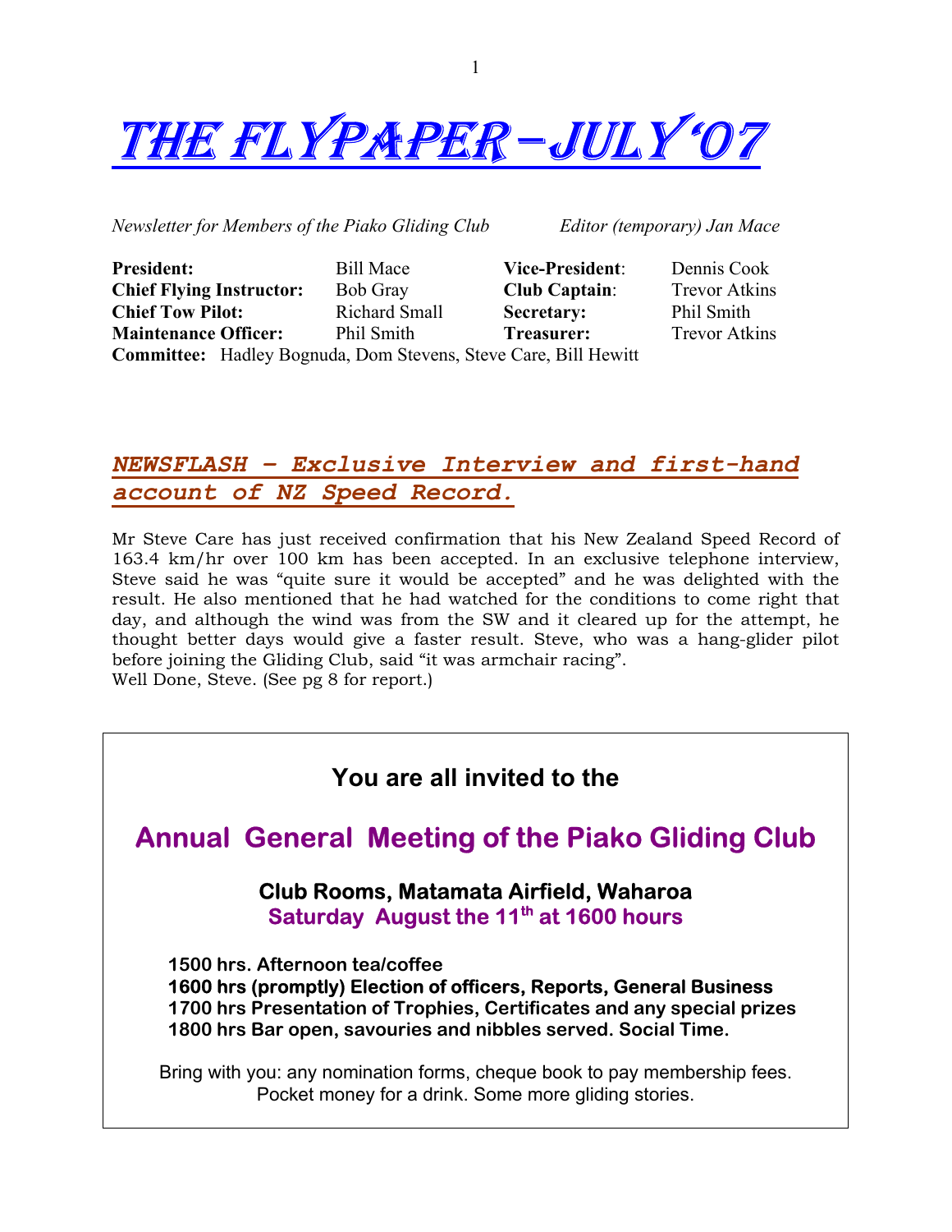# THE FLYPAPER – JULY '07

*Newsletter for Members of the Piako Gliding Club* *Editor (temporary) Jan Mace*

| | | | |
|---|---|---|---|
| **President:** | Bill Mace | **Vice-President**: | Dennis Cook |
| **Chief Flying Instructor:** | Bob Gray | **Club Captain**: | Trevor Atkins |
| **Chief Tow Pilot:** | Richard Small | **Secretary:** | Phil Smith |
| **Maintenance Officer:** | Phil Smith | **Treasurer:** | Trevor Atkins |

**Committee:** Hadley Bognuda, Dom Stevens, Steve Care, Bill Hewitt

## *NEWSFLASH – Exclusive Interview and first-hand account of NZ Speed Record.*

Mr Steve Care has just received confirmation that his New Zealand Speed Record of 163.4 km/hr over 100 km has been accepted. In an exclusive telephone interview, Steve said he was "quite sure it would be accepted" and he was delighted with the result. He also mentioned that he had watched for the conditions to come right that day, and although the wind was from the SW and it cleared up for the attempt, he thought better days would give a faster result. Steve, who was a hang-glider pilot before joining the Gliding Club, said "it was armchair racing".
Well Done, Steve. (See pg 8 for report.)

---

### You are all invited to the

## Annual General Meeting of the Piako Gliding Club

**Club Rooms, Matamata Airfield, Waharoa**
**Saturday August the 11th at 1600 hours**

**1500 hrs. Afternoon tea/coffee**
**1600 hrs (promptly) Election of officers, Reports, General Business**
**1700 hrs Presentation of Trophies, Certificates and any special prizes**
**1800 hrs Bar open, savouries and nibbles served. Social Time.**

Bring with you: any nomination forms, cheque book to pay membership fees.
Pocket money for a drink. Some more gliding stories.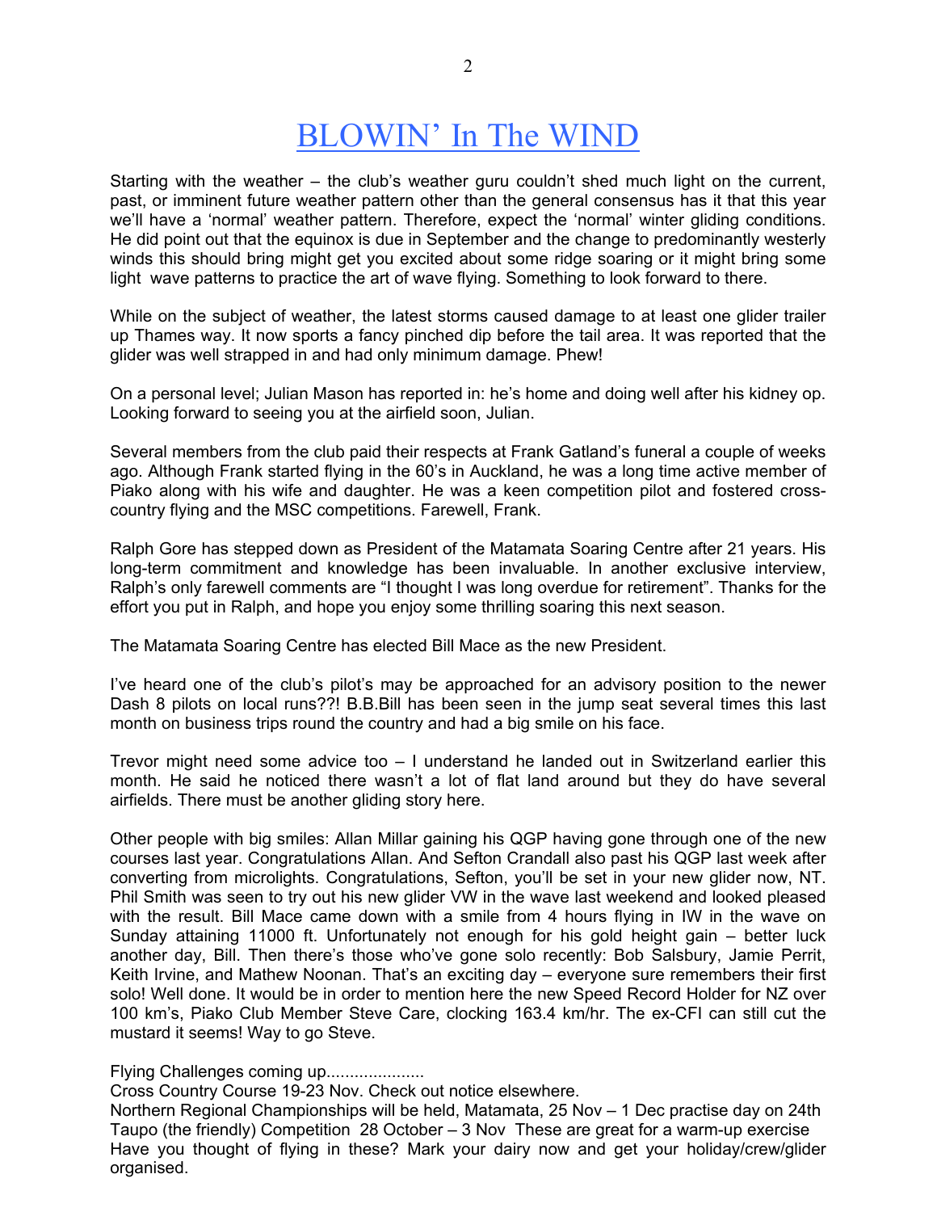# BLOWIN' In The WIND

Starting with the weather – the club's weather guru couldn't shed much light on the current, past, or imminent future weather pattern other than the general consensus has it that this year we'll have a 'normal' weather pattern. Therefore, expect the 'normal' winter gliding conditions. He did point out that the equinox is due in September and the change to predominantly westerly winds this should bring might get you excited about some ridge soaring or it might bring some light wave patterns to practice the art of wave flying. Something to look forward to there.

While on the subject of weather, the latest storms caused damage to at least one glider trailer up Thames way. It now sports a fancy pinched dip before the tail area. It was reported that the glider was well strapped in and had only minimum damage. Phew!

On a personal level; Julian Mason has reported in: he's home and doing well after his kidney op. Looking forward to seeing you at the airfield soon, Julian.

Several members from the club paid their respects at Frank Gatland's funeral a couple of weeks ago. Although Frank started flying in the 60's in Auckland, he was a long time active member of Piako along with his wife and daughter. He was a keen competition pilot and fostered cross-country flying and the MSC competitions. Farewell, Frank.

Ralph Gore has stepped down as President of the Matamata Soaring Centre after 21 years. His long-term commitment and knowledge has been invaluable. In another exclusive interview, Ralph's only farewell comments are "I thought I was long overdue for retirement". Thanks for the effort you put in Ralph, and hope you enjoy some thrilling soaring this next season.

The Matamata Soaring Centre has elected Bill Mace as the new President.

I've heard one of the club's pilot's may be approached for an advisory position to the newer Dash 8 pilots on local runs??! B.B.Bill has been seen in the jump seat several times this last month on business trips round the country and had a big smile on his face.

Trevor might need some advice too – I understand he landed out in Switzerland earlier this month. He said he noticed there wasn't a lot of flat land around but they do have several airfields. There must be another gliding story here.

Other people with big smiles: Allan Millar gaining his QGP having gone through one of the new courses last year. Congratulations Allan. And Sefton Crandall also past his QGP last week after converting from microlights. Congratulations, Sefton, you'll be set in your new glider now, NT. Phil Smith was seen to try out his new glider VW in the wave last weekend and looked pleased with the result. Bill Mace came down with a smile from 4 hours flying in IW in the wave on Sunday attaining 11000 ft. Unfortunately not enough for his gold height gain – better luck another day, Bill. Then there's those who've gone solo recently: Bob Salsbury, Jamie Perrit, Keith Irvine, and Mathew Noonan. That's an exciting day – everyone sure remembers their first solo! Well done. It would be in order to mention here the new Speed Record Holder for NZ over 100 km's, Piako Club Member Steve Care, clocking 163.4 km/hr. The ex-CFI can still cut the mustard it seems! Way to go Steve.

Flying Challenges coming up.....................
Cross Country Course 19-23 Nov. Check out notice elsewhere.
Northern Regional Championships will be held, Matamata, 25 Nov – 1 Dec practise day on 24th
Taupo (the friendly) Competition 28 October – 3 Nov These are great for a warm-up exercise
Have you thought of flying in these? Mark your dairy now and get your holiday/crew/glider organised.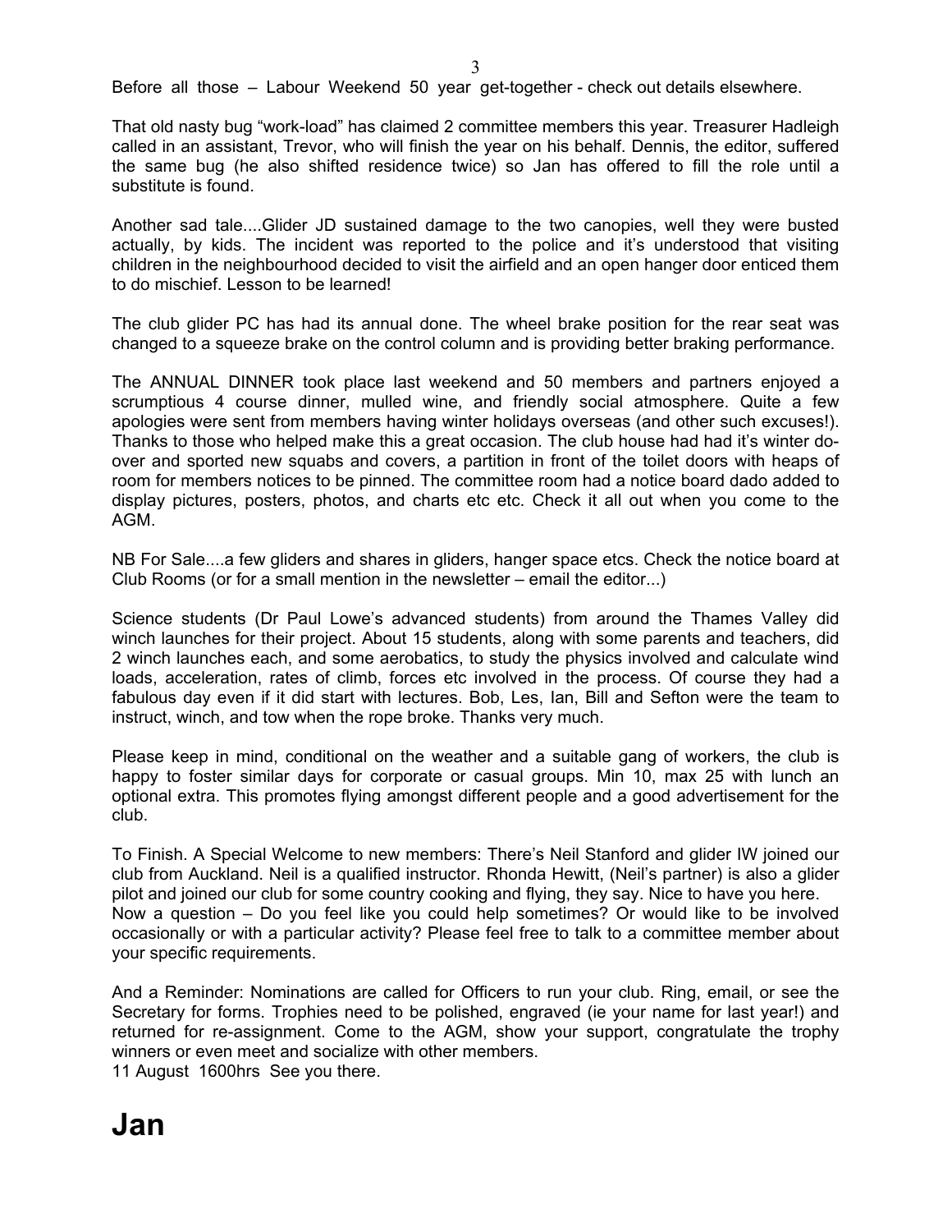Before all those – Labour Weekend 50 year get-together - check out details elsewhere.

That old nasty bug "work-load" has claimed 2 committee members this year. Treasurer Hadleigh called in an assistant, Trevor, who will finish the year on his behalf. Dennis, the editor, suffered the same bug (he also shifted residence twice) so Jan has offered to fill the role until a substitute is found.

Another sad tale....Glider JD sustained damage to the two canopies, well they were busted actually, by kids. The incident was reported to the police and it's understood that visiting children in the neighbourhood decided to visit the airfield and an open hanger door enticed them to do mischief. Lesson to be learned!

The club glider PC has had its annual done. The wheel brake position for the rear seat was changed to a squeeze brake on the control column and is providing better braking performance.

The ANNUAL DINNER took place last weekend and 50 members and partners enjoyed a scrumptious 4 course dinner, mulled wine, and friendly social atmosphere. Quite a few apologies were sent from members having winter holidays overseas (and other such excuses!). Thanks to those who helped make this a great occasion. The club house had had it's winter do-over and sported new squabs and covers, a partition in front of the toilet doors with heaps of room for members notices to be pinned. The committee room had a notice board dado added to display pictures, posters, photos, and charts etc etc. Check it all out when you come to the AGM.

NB For Sale....a few gliders and shares in gliders, hanger space etcs. Check the notice board at Club Rooms (or for a small mention in the newsletter – email the editor...)

Science students (Dr Paul Lowe's advanced students) from around the Thames Valley did winch launches for their project. About 15 students, along with some parents and teachers, did 2 winch launches each, and some aerobatics, to study the physics involved and calculate wind loads, acceleration, rates of climb, forces etc involved in the process. Of course they had a fabulous day even if it did start with lectures. Bob, Les, Ian, Bill and Sefton were the team to instruct, winch, and tow when the rope broke. Thanks very much.

Please keep in mind, conditional on the weather and a suitable gang of workers, the club is happy to foster similar days for corporate or casual groups. Min 10, max 25 with lunch an optional extra. This promotes flying amongst different people and a good advertisement for the club.

To Finish. A Special Welcome to new members: There's Neil Stanford and glider IW joined our club from Auckland. Neil is a qualified instructor. Rhonda Hewitt, (Neil's partner) is also a glider pilot and joined our club for some country cooking and flying, they say. Nice to have you here.
Now a question – Do you feel like you could help sometimes? Or would like to be involved occasionally or with a particular activity? Please feel free to talk to a committee member about your specific requirements.

And a Reminder: Nominations are called for Officers to run your club. Ring, email, or see the Secretary for forms. Trophies need to be polished, engraved (ie your name for last year!) and returned for re-assignment. Come to the AGM, show your support, congratulate the trophy winners or even meet and socialize with other members.
11 August 1600hrs See you there.

# Jan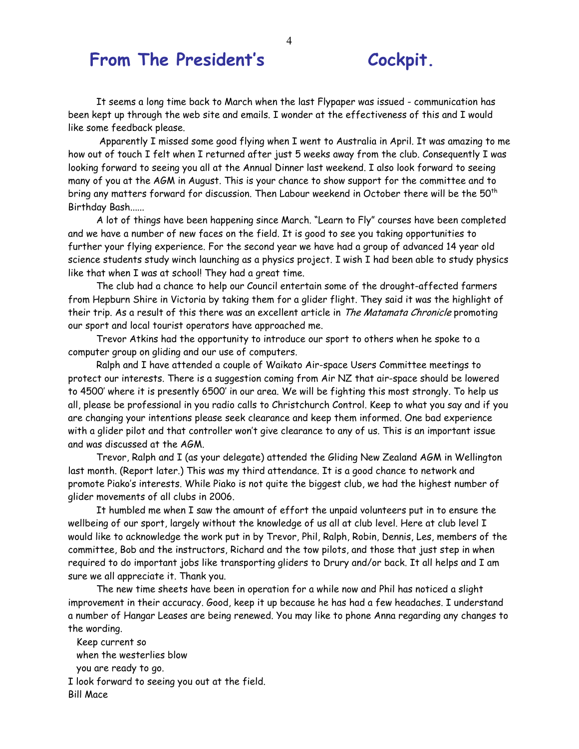# From The President's Cockpit.

It seems a long time back to March when the last Flypaper was issued - communication has been kept up through the web site and emails. I wonder at the effectiveness of this and I would like some feedback please.

Apparently I missed some good flying when I went to Australia in April. It was amazing to me how out of touch I felt when I returned after just 5 weeks away from the club. Consequently I was looking forward to seeing you all at the Annual Dinner last weekend. I also look forward to seeing many of you at the AGM in August. This is your chance to show support for the committee and to bring any matters forward for discussion. Then Labour weekend in October there will be the 50th Birthday Bash......

A lot of things have been happening since March. "Learn to Fly" courses have been completed and we have a number of new faces on the field. It is good to see you taking opportunities to further your flying experience. For the second year we have had a group of advanced 14 year old science students study winch launching as a physics project. I wish I had been able to study physics like that when I was at school! They had a great time.

The club had a chance to help our Council entertain some of the drought-affected farmers from Hepburn Shire in Victoria by taking them for a glider flight. They said it was the highlight of their trip. As a result of this there was an excellent article in *The Matamata Chronicle* promoting our sport and local tourist operators have approached me.

Trevor Atkins had the opportunity to introduce our sport to others when he spoke to a computer group on gliding and our use of computers.

Ralph and I have attended a couple of Waikato Air-space Users Committee meetings to protect our interests. There is a suggestion coming from Air NZ that air-space should be lowered to 4500' where it is presently 6500' in our area. We will be fighting this most strongly. To help us all, please be professional in you radio calls to Christchurch Control. Keep to what you say and if you are changing your intentions please seek clearance and keep them informed. One bad experience with a glider pilot and that controller won't give clearance to any of us. This is an important issue and was discussed at the AGM.

Trevor, Ralph and I (as your delegate) attended the Gliding New Zealand AGM in Wellington last month. (Report later.) This was my third attendance. It is a good chance to network and promote Piako's interests. While Piako is not quite the biggest club, we had the highest number of glider movements of all clubs in 2006.

It humbled me when I saw the amount of effort the unpaid volunteers put in to ensure the wellbeing of our sport, largely without the knowledge of us all at club level. Here at club level I would like to acknowledge the work put in by Trevor, Phil, Ralph, Robin, Dennis, Les, members of the committee, Bob and the instructors, Richard and the tow pilots, and those that just step in when required to do important jobs like transporting gliders to Drury and/or back. It all helps and I am sure we all appreciate it. Thank you.

The new time sheets have been in operation for a while now and Phil has noticed a slight improvement in their accuracy. Good, keep it up because he has had a few headaches. I understand a number of Hangar Leases are being renewed. You may like to phone Anna regarding any changes to the wording.

Keep current so
when the westerlies blow
you are ready to go.

I look forward to seeing you out at the field.

Bill Mace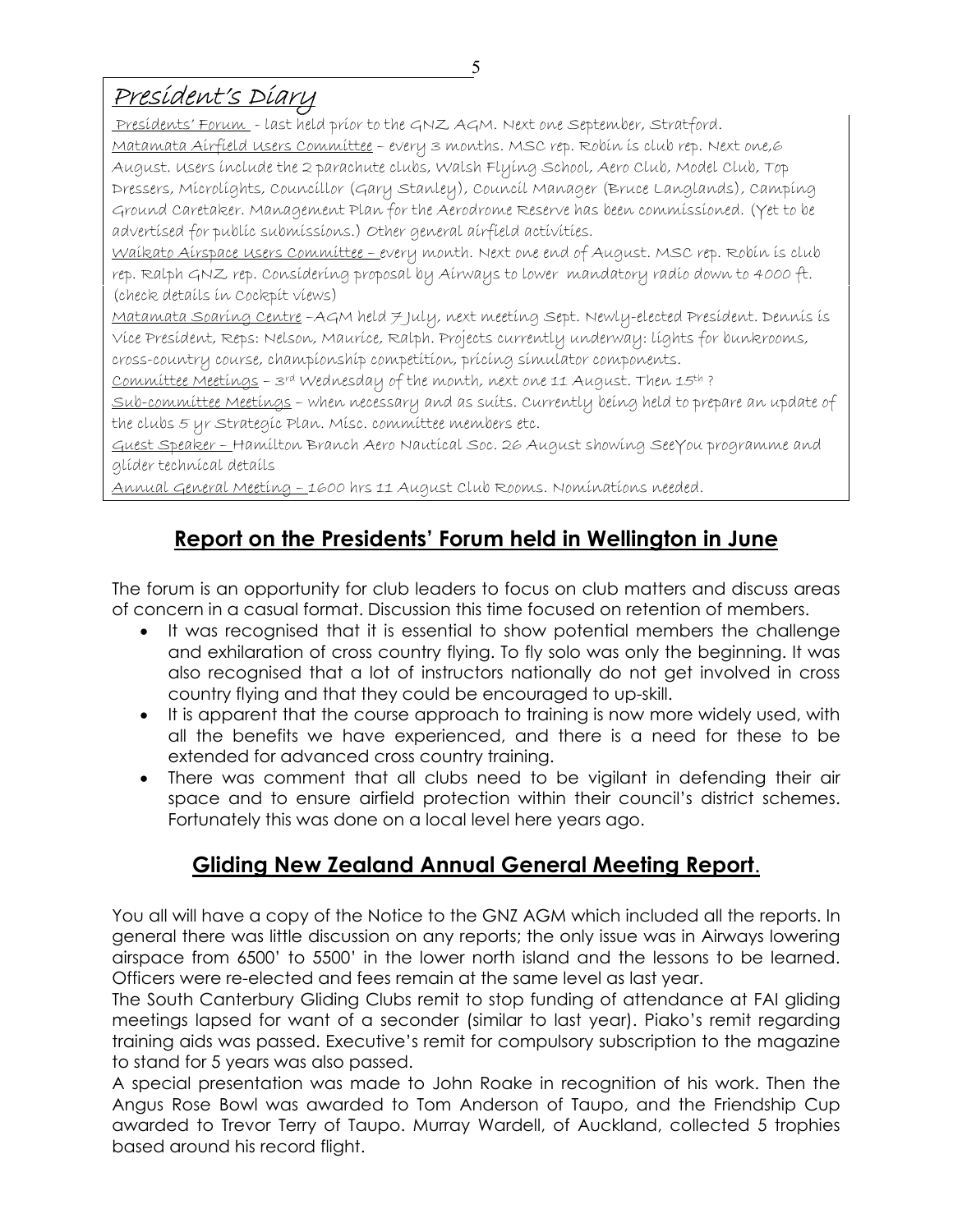## President's Diary

Presidents' Forum - last held prior to the GNZ AGM. Next one September, Stratford.

Matamata Airfield Users Committee – every 3 months. MSC rep. Robin is club rep. Next one,6 August. Users include the 2 parachute clubs, Walsh Flying School, Aero Club, Model Club, Top Dressers, Microlights, Councillor (Gary Stanley), Council Manager (Bruce Langlands), Camping Ground Caretaker. Management Plan for the Aerodrome Reserve has been commissioned. (Yet to be advertised for public submissions.) Other general airfield activities.

Waikato Airspace Users Committee – every month. Next one end of August. MSC rep. Robin is club rep. Ralph GNZ rep. Considering proposal by Airways to lower mandatory radio down to 4000 ft. (check details in Cockpit views)

Matamata Soaring Centre –AGM held 7 July, next meeting Sept. Newly-elected President. Dennis is Vice President, Reps: Nelson, Maurice, Ralph. Projects currently underway: lights for bunkrooms, cross-country course, championship competition, pricing simulator components.

Committee Meetings – 3rd Wednesday of the month, next one 11 August. Then 15th ?

Sub-committee Meetings – when necessary and as suits. Currently being held to prepare an update of the clubs 5 yr Strategic Plan. Misc. committee members etc.

Guest Speaker – Hamilton Branch Aero Nautical Soc. 26 August showing SeeYou programme and glider technical details

Annual General Meeting – 1600 hrs 11 August Club Rooms. Nominations needed.

## Report on the Presidents' Forum held in Wellington in June

The forum is an opportunity for club leaders to focus on club matters and discuss areas of concern in a casual format. Discussion this time focused on retention of members.

- It was recognised that it is essential to show potential members the challenge and exhilaration of cross country flying. To fly solo was only the beginning. It was also recognised that a lot of instructors nationally do not get involved in cross country flying and that they could be encouraged to up-skill.
- It is apparent that the course approach to training is now more widely used, with all the benefits we have experienced, and there is a need for these to be extended for advanced cross country training.
- There was comment that all clubs need to be vigilant in defending their air space and to ensure airfield protection within their council's district schemes. Fortunately this was done on a local level here years ago.

## Gliding New Zealand Annual General Meeting Report.

You all will have a copy of the Notice to the GNZ AGM which included all the reports. In general there was little discussion on any reports; the only issue was in Airways lowering airspace from 6500' to 5500' in the lower north island and the lessons to be learned. Officers were re-elected and fees remain at the same level as last year.

The South Canterbury Gliding Clubs remit to stop funding of attendance at FAI gliding meetings lapsed for want of a seconder (similar to last year). Piako's remit regarding training aids was passed. Executive's remit for compulsory subscription to the magazine to stand for 5 years was also passed.

A special presentation was made to John Roake in recognition of his work. Then the Angus Rose Bowl was awarded to Tom Anderson of Taupo, and the Friendship Cup awarded to Trevor Terry of Taupo. Murray Wardell, of Auckland, collected 5 trophies based around his record flight.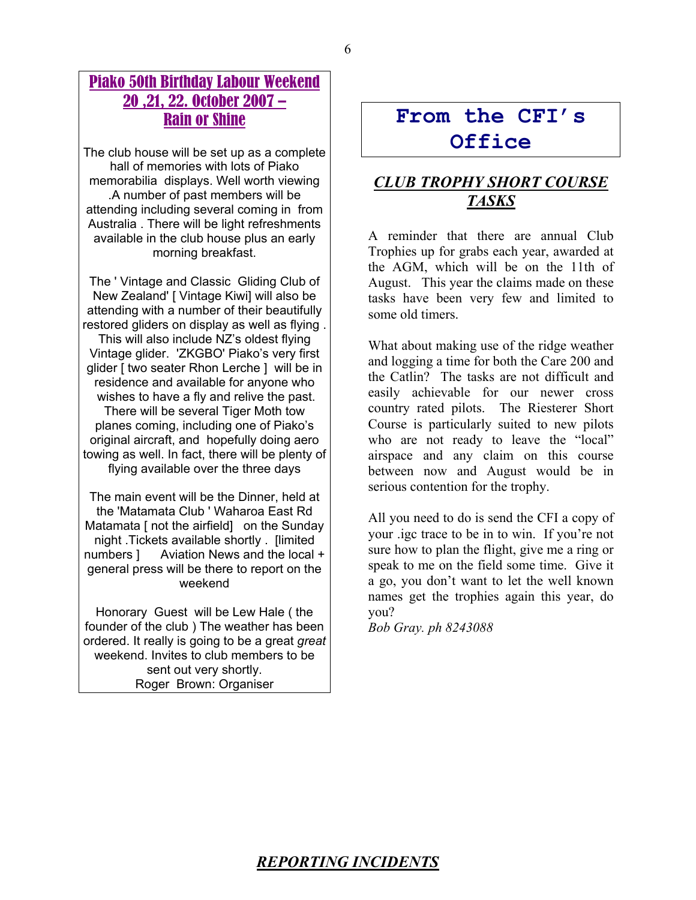## Piako 50th Birthday Labour Weekend 20 ,21, 22. October 2007 – Rain or Shine

The club house will be set up as a complete hall of memories with lots of Piako memorabilia displays. Well worth viewing .A number of past members will be attending including several coming in from Australia . There will be light refreshments available in the club house plus an early morning breakfast.

The ' Vintage and Classic Gliding Club of New Zealand' [ Vintage Kiwi] will also be attending with a number of their beautifully restored gliders on display as well as flying . This will also include NZ's oldest flying Vintage glider. 'ZKGBO' Piako's very first glider [ two seater Rhon Lerche ] will be in residence and available for anyone who wishes to have a fly and relive the past. There will be several Tiger Moth tow planes coming, including one of Piako's original aircraft, and hopefully doing aero towing as well. In fact, there will be plenty of flying available over the three days

The main event will be the Dinner, held at the 'Matamata Club ' Waharoa East Rd Matamata [ not the airfield] on the Sunday night .Tickets available shortly . [limited numbers ] Aviation News and the local + general press will be there to report on the weekend

Honorary Guest will be Lew Hale ( the founder of the club ) The weather has been ordered. It really is going to be a great *great* weekend. Invites to club members to be sent out very shortly.
Roger Brown: Organiser

# From the CFI's Office

## *CLUB TROPHY SHORT COURSE TASKS*

A reminder that there are annual Club Trophies up for grabs each year, awarded at the AGM, which will be on the 11th of August. This year the claims made on these tasks have been very few and limited to some old timers.

What about making use of the ridge weather and logging a time for both the Care 200 and the Catlin? The tasks are not difficult and easily achievable for our newer cross country rated pilots. The Riesterer Short Course is particularly suited to new pilots who are not ready to leave the "local" airspace and any claim on this course between now and August would be in serious contention for the trophy.

All you need to do is send the CFI a copy of your .igc trace to be in to win. If you're not sure how to plan the flight, give me a ring or speak to me on the field some time. Give it a go, you don't want to let the well known names get the trophies again this year, do you?
*Bob Gray. ph 8243088*

## *REPORTING INCIDENTS*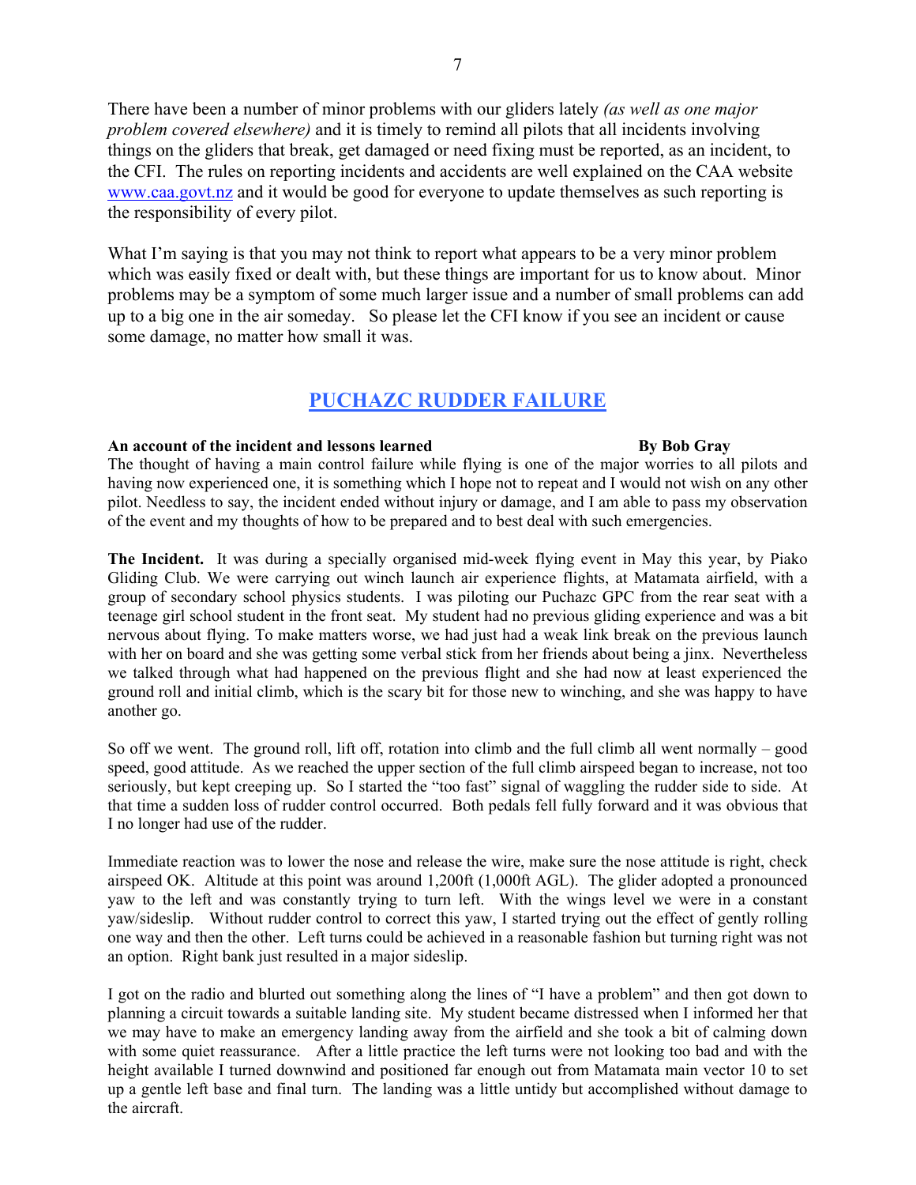There have been a number of minor problems with our gliders lately *(as well as one major problem covered elsewhere)* and it is timely to remind all pilots that all incidents involving things on the gliders that break, get damaged or need fixing must be reported, as an incident, to the CFI. The rules on reporting incidents and accidents are well explained on the CAA website [www.caa.govt.nz](http://www.caa.govt.nz) and it would be good for everyone to update themselves as such reporting is the responsibility of every pilot.

What I'm saying is that you may not think to report what appears to be a very minor problem which was easily fixed or dealt with, but these things are important for us to know about. Minor problems may be a symptom of some much larger issue and a number of small problems can add up to a big one in the air someday. So please let the CFI know if you see an incident or cause some damage, no matter how small it was.

## PUCHAZC RUDDER FAILURE

**An account of the incident and lessons learned** **By Bob Gray**

The thought of having a main control failure while flying is one of the major worries to all pilots and having now experienced one, it is something which I hope not to repeat and I would not wish on any other pilot. Needless to say, the incident ended without injury or damage, and I am able to pass my observation of the event and my thoughts of how to be prepared and to best deal with such emergencies.

**The Incident.** It was during a specially organised mid-week flying event in May this year, by Piako Gliding Club. We were carrying out winch launch air experience flights, at Matamata airfield, with a group of secondary school physics students. I was piloting our Puchazc GPC from the rear seat with a teenage girl school student in the front seat. My student had no previous gliding experience and was a bit nervous about flying. To make matters worse, we had just had a weak link break on the previous launch with her on board and she was getting some verbal stick from her friends about being a jinx. Nevertheless we talked through what had happened on the previous flight and she had now at least experienced the ground roll and initial climb, which is the scary bit for those new to winching, and she was happy to have another go.

So off we went. The ground roll, lift off, rotation into climb and the full climb all went normally – good speed, good attitude. As we reached the upper section of the full climb airspeed began to increase, not too seriously, but kept creeping up. So I started the "too fast" signal of waggling the rudder side to side. At that time a sudden loss of rudder control occurred. Both pedals fell fully forward and it was obvious that I no longer had use of the rudder.

Immediate reaction was to lower the nose and release the wire, make sure the nose attitude is right, check airspeed OK. Altitude at this point was around 1,200ft (1,000ft AGL). The glider adopted a pronounced yaw to the left and was constantly trying to turn left. With the wings level we were in a constant yaw/sideslip. Without rudder control to correct this yaw, I started trying out the effect of gently rolling one way and then the other. Left turns could be achieved in a reasonable fashion but turning right was not an option. Right bank just resulted in a major sideslip.

I got on the radio and blurted out something along the lines of "I have a problem" and then got down to planning a circuit towards a suitable landing site. My student became distressed when I informed her that we may have to make an emergency landing away from the airfield and she took a bit of calming down with some quiet reassurance. After a little practice the left turns were not looking too bad and with the height available I turned downwind and positioned far enough out from Matamata main vector 10 to set up a gentle left base and final turn. The landing was a little untidy but accomplished without damage to the aircraft.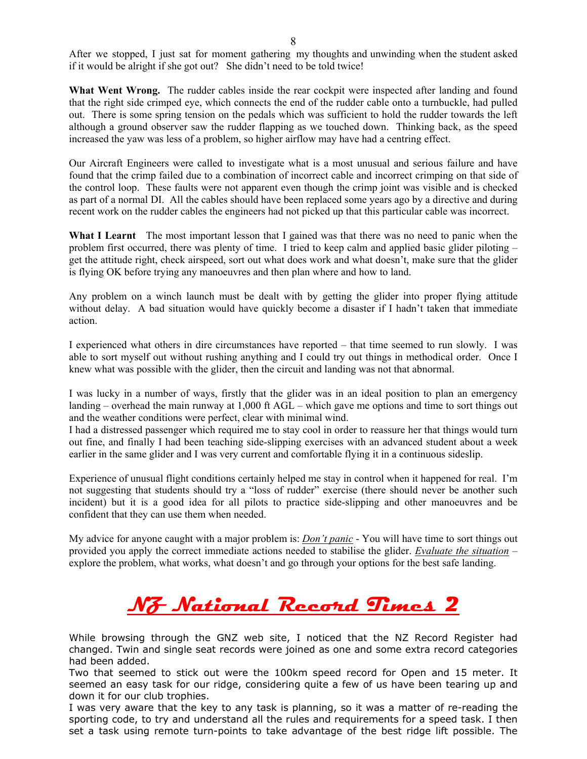After we stopped, I just sat for moment gathering my thoughts and unwinding when the student asked if it would be alright if she got out? She didn't need to be told twice!

**What Went Wrong.** The rudder cables inside the rear cockpit were inspected after landing and found that the right side crimped eye, which connects the end of the rudder cable onto a turnbuckle, had pulled out. There is some spring tension on the pedals which was sufficient to hold the rudder towards the left although a ground observer saw the rudder flapping as we touched down. Thinking back, as the speed increased the yaw was less of a problem, so higher airflow may have had a centring effect.

Our Aircraft Engineers were called to investigate what is a most unusual and serious failure and have found that the crimp failed due to a combination of incorrect cable and incorrect crimping on that side of the control loop. These faults were not apparent even though the crimp joint was visible and is checked as part of a normal DI. All the cables should have been replaced some years ago by a directive and during recent work on the rudder cables the engineers had not picked up that this particular cable was incorrect.

**What I Learnt** The most important lesson that I gained was that there was no need to panic when the problem first occurred, there was plenty of time. I tried to keep calm and applied basic glider piloting – get the attitude right, check airspeed, sort out what does work and what doesn't, make sure that the glider is flying OK before trying any manoeuvres and then plan where and how to land.

Any problem on a winch launch must be dealt with by getting the glider into proper flying attitude without delay. A bad situation would have quickly become a disaster if I hadn't taken that immediate action.

I experienced what others in dire circumstances have reported – that time seemed to run slowly. I was able to sort myself out without rushing anything and I could try out things in methodical order. Once I knew what was possible with the glider, then the circuit and landing was not that abnormal.

I was lucky in a number of ways, firstly that the glider was in an ideal position to plan an emergency landing – overhead the main runway at 1,000 ft AGL – which gave me options and time to sort things out and the weather conditions were perfect, clear with minimal wind.
I had a distressed passenger which required me to stay cool in order to reassure her that things would turn out fine, and finally I had been teaching side-slipping exercises with an advanced student about a week earlier in the same glider and I was very current and comfortable flying it in a continuous sideslip.

Experience of unusual flight conditions certainly helped me stay in control when it happened for real. I'm not suggesting that students should try a "loss of rudder" exercise (there should never be another such incident) but it is a good idea for all pilots to practice side-slipping and other manoeuvres and be confident that they can use them when needed.

My advice for anyone caught with a major problem is: ***Don't panic*** - You will have time to sort things out provided you apply the correct immediate actions needed to stabilise the glider. ***Evaluate the situation*** – explore the problem, what works, what doesn't and go through your options for the best safe landing.

# NZ National Record Times 2

While browsing through the GNZ web site, I noticed that the NZ Record Register had changed. Twin and single seat records were joined as one and some extra record categories had been added.
Two that seemed to stick out were the 100km speed record for Open and 15 meter. It seemed an easy task for our ridge, considering quite a few of us have been tearing up and down it for our club trophies.
I was very aware that the key to any task is planning, so it was a matter of re-reading the sporting code, to try and understand all the rules and requirements for a speed task. I then set a task using remote turn-points to take advantage of the best ridge lift possible. The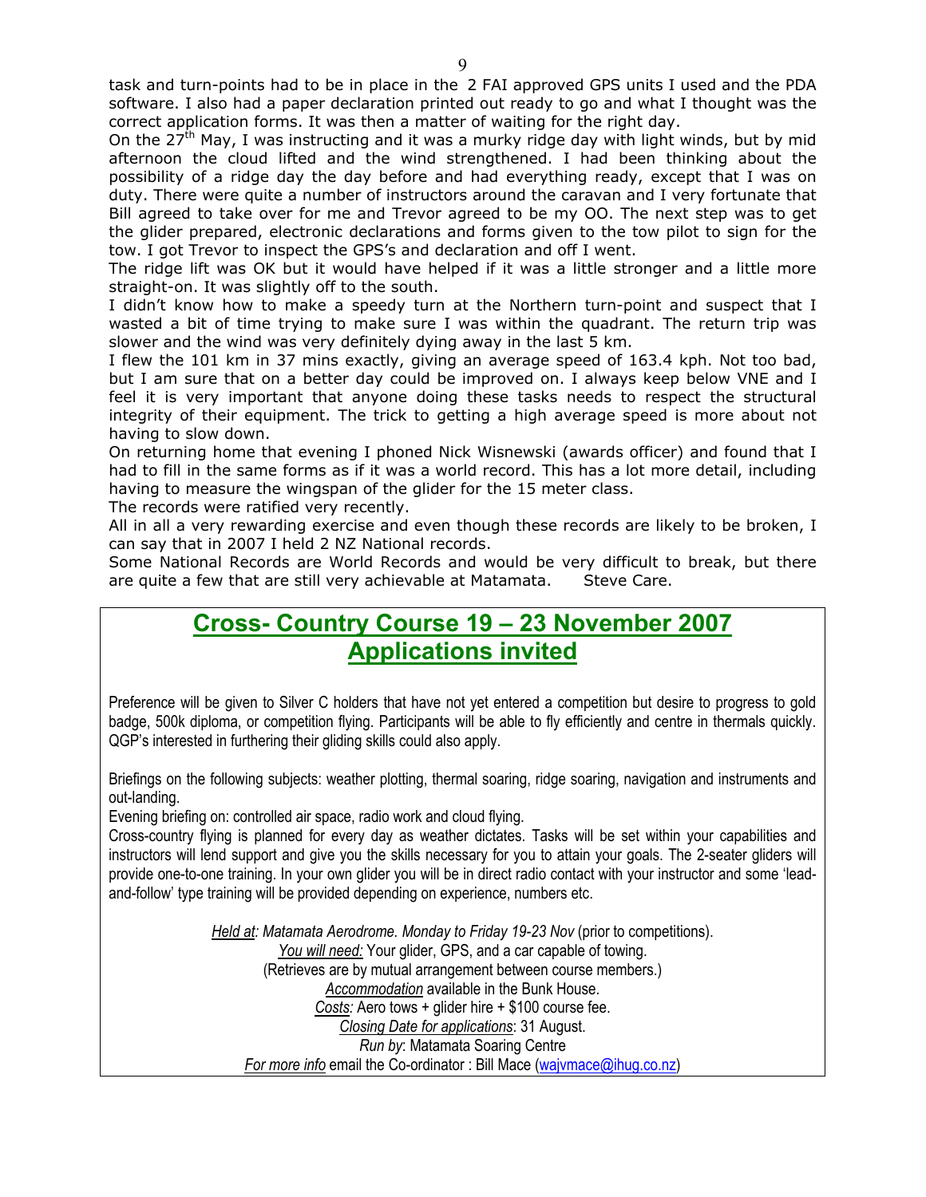task and turn-points had to be in place in the 2 FAI approved GPS units I used and the PDA software. I also had a paper declaration printed out ready to go and what I thought was the correct application forms. It was then a matter of waiting for the right day.

On the 27th May, I was instructing and it was a murky ridge day with light winds, but by mid afternoon the cloud lifted and the wind strengthened. I had been thinking about the possibility of a ridge day the day before and had everything ready, except that I was on duty. There were quite a number of instructors around the caravan and I very fortunate that Bill agreed to take over for me and Trevor agreed to be my OO. The next step was to get the glider prepared, electronic declarations and forms given to the tow pilot to sign for the tow. I got Trevor to inspect the GPS's and declaration and off I went.

The ridge lift was OK but it would have helped if it was a little stronger and a little more straight-on. It was slightly off to the south.

I didn't know how to make a speedy turn at the Northern turn-point and suspect that I wasted a bit of time trying to make sure I was within the quadrant. The return trip was slower and the wind was very definitely dying away in the last 5 km.

I flew the 101 km in 37 mins exactly, giving an average speed of 163.4 kph. Not too bad, but I am sure that on a better day could be improved on. I always keep below VNE and I feel it is very important that anyone doing these tasks needs to respect the structural integrity of their equipment. The trick to getting a high average speed is more about not having to slow down.

On returning home that evening I phoned Nick Wisnewski (awards officer) and found that I had to fill in the same forms as if it was a world record. This has a lot more detail, including having to measure the wingspan of the glider for the 15 meter class.

The records were ratified very recently.

All in all a very rewarding exercise and even though these records are likely to be broken, I can say that in 2007 I held 2 NZ National records.

Some National Records are World Records and would be very difficult to break, but there are quite a few that are still very achievable at Matamata. Steve Care.

## Cross- Country Course 19 – 23 November 2007
## Applications invited

Preference will be given to Silver C holders that have not yet entered a competition but desire to progress to gold badge, 500k diploma, or competition flying. Participants will be able to fly efficiently and centre in thermals quickly. QGP's interested in furthering their gliding skills could also apply.

Briefings on the following subjects: weather plotting, thermal soaring, ridge soaring, navigation and instruments and out-landing.

Evening briefing on: controlled air space, radio work and cloud flying.

Cross-country flying is planned for every day as weather dictates. Tasks will be set within your capabilities and instructors will lend support and give you the skills necessary for you to attain your goals. The 2-seater gliders will provide one-to-one training. In your own glider you will be in direct radio contact with your instructor and some 'lead-and-follow' type training will be provided depending on experience, numbers etc.

*Held at: Matamata Aerodrome. Monday to Friday 19-23 Nov* (prior to competitions).

*You will need:* Your glider, GPS, and a car capable of towing.

(Retrieves are by mutual arrangement between course members.)

*Accommodation* available in the Bunk House.

*Costs:* Aero tows + glider hire + $100 course fee.

*Closing Date for applications*: 31 August.

*Run by*: Matamata Soaring Centre

*For more info* email the Co-ordinator : Bill Mace (wajvmace@ihug.co.nz)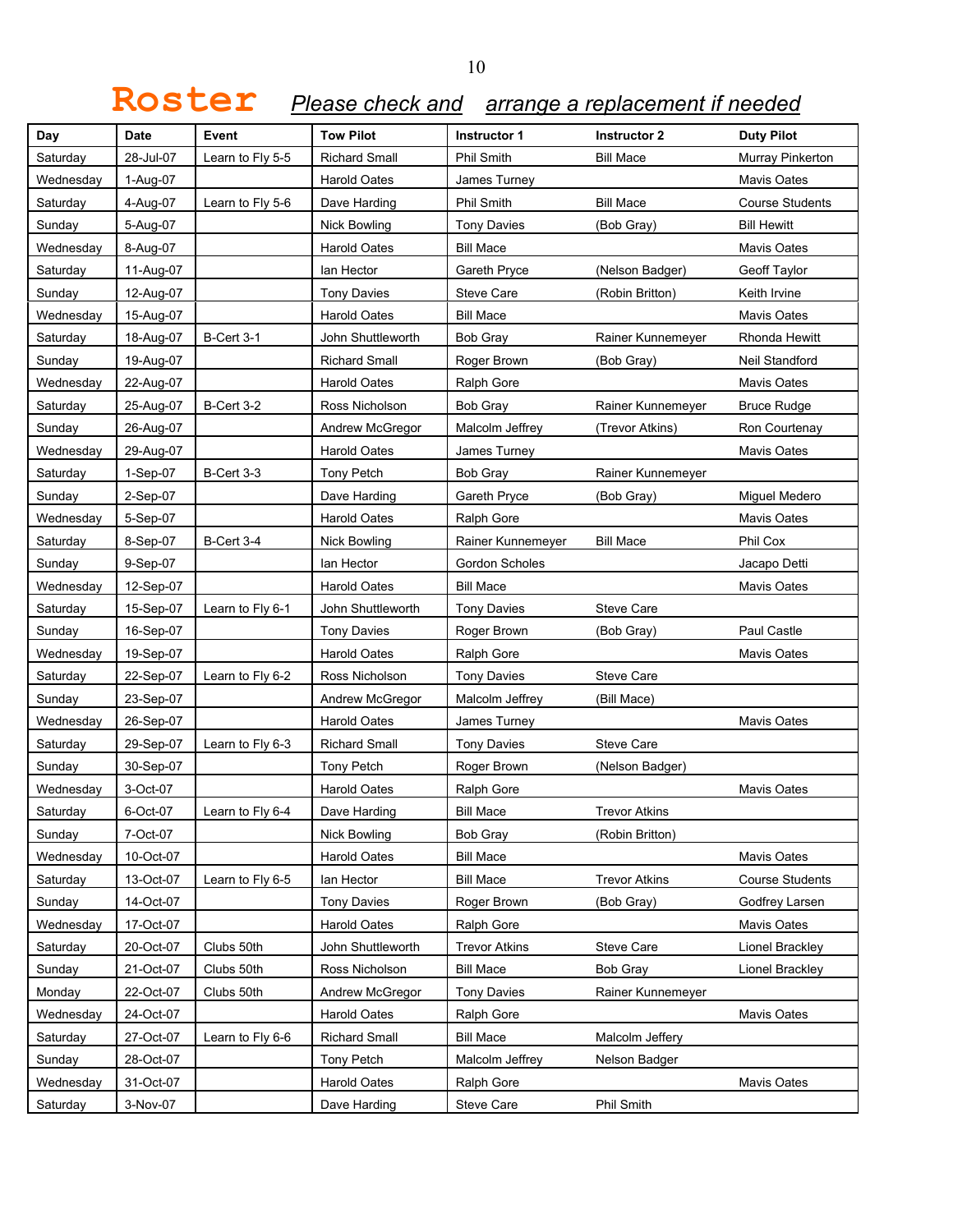# Roster *Please check and arrange a replacement if needed*

| Day | Date | Event | Tow Pilot | Instructor 1 | Instructor 2 | Duty Pilot |
|---|---|---|---|---|---|---|
| Saturday | 28-Jul-07 | Learn to Fly 5-5 | Richard Small | Phil Smith | Bill Mace | Murray Pinkerton |
| Wednesday | 1-Aug-07 | | Harold Oates | James Turney | | Mavis Oates |
| Saturday | 4-Aug-07 | Learn to Fly 5-6 | Dave Harding | Phil Smith | Bill Mace | Course Students |
| Sunday | 5-Aug-07 | | Nick Bowling | Tony Davies | (Bob Gray) | Bill Hewitt |
| Wednesday | 8-Aug-07 | | Harold Oates | Bill Mace | | Mavis Oates |
| Saturday | 11-Aug-07 | | Ian Hector | Gareth Pryce | (Nelson Badger) | Geoff Taylor |
| Sunday | 12-Aug-07 | | Tony Davies | Steve Care | (Robin Britton) | Keith Irvine |
| Wednesday | 15-Aug-07 | | Harold Oates | Bill Mace | | Mavis Oates |
| Saturday | 18-Aug-07 | B-Cert 3-1 | John Shuttleworth | Bob Gray | Rainer Kunnemeyer | Rhonda Hewitt |
| Sunday | 19-Aug-07 | | Richard Small | Roger Brown | (Bob Gray) | Neil Standford |
| Wednesday | 22-Aug-07 | | Harold Oates | Ralph Gore | | Mavis Oates |
| Saturday | 25-Aug-07 | B-Cert 3-2 | Ross Nicholson | Bob Gray | Rainer Kunnemeyer | Bruce Rudge |
| Sunday | 26-Aug-07 | | Andrew McGregor | Malcolm Jeffrey | (Trevor Atkins) | Ron Courtenay |
| Wednesday | 29-Aug-07 | | Harold Oates | James Turney | | Mavis Oates |
| Saturday | 1-Sep-07 | B-Cert 3-3 | Tony Petch | Bob Gray | Rainer Kunnemeyer | |
| Sunday | 2-Sep-07 | | Dave Harding | Gareth Pryce | (Bob Gray) | Miguel Medero |
| Wednesday | 5-Sep-07 | | Harold Oates | Ralph Gore | | Mavis Oates |
| Saturday | 8-Sep-07 | B-Cert 3-4 | Nick Bowling | Rainer Kunnemeyer | Bill Mace | Phil Cox |
| Sunday | 9-Sep-07 | | Ian Hector | Gordon Scholes | | Jacapo Detti |
| Wednesday | 12-Sep-07 | | Harold Oates | Bill Mace | | Mavis Oates |
| Saturday | 15-Sep-07 | Learn to Fly 6-1 | John Shuttleworth | Tony Davies | Steve Care | |
| Sunday | 16-Sep-07 | | Tony Davies | Roger Brown | (Bob Gray) | Paul Castle |
| Wednesday | 19-Sep-07 | | Harold Oates | Ralph Gore | | Mavis Oates |
| Saturday | 22-Sep-07 | Learn to Fly 6-2 | Ross Nicholson | Tony Davies | Steve Care | |
| Sunday | 23-Sep-07 | | Andrew McGregor | Malcolm Jeffrey | (Bill Mace) | |
| Wednesday | 26-Sep-07 | | Harold Oates | James Turney | | Mavis Oates |
| Saturday | 29-Sep-07 | Learn to Fly 6-3 | Richard Small | Tony Davies | Steve Care | |
| Sunday | 30-Sep-07 | | Tony Petch | Roger Brown | (Nelson Badger) | |
| Wednesday | 3-Oct-07 | | Harold Oates | Ralph Gore | | Mavis Oates |
| Saturday | 6-Oct-07 | Learn to Fly 6-4 | Dave Harding | Bill Mace | Trevor Atkins | |
| Sunday | 7-Oct-07 | | Nick Bowling | Bob Gray | (Robin Britton) | |
| Wednesday | 10-Oct-07 | | Harold Oates | Bill Mace | | Mavis Oates |
| Saturday | 13-Oct-07 | Learn to Fly 6-5 | Ian Hector | Bill Mace | Trevor Atkins | Course Students |
| Sunday | 14-Oct-07 | | Tony Davies | Roger Brown | (Bob Gray) | Godfrey Larsen |
| Wednesday | 17-Oct-07 | | Harold Oates | Ralph Gore | | Mavis Oates |
| Saturday | 20-Oct-07 | Clubs 50th | John Shuttleworth | Trevor Atkins | Steve Care | Lionel Brackley |
| Sunday | 21-Oct-07 | Clubs 50th | Ross Nicholson | Bill Mace | Bob Gray | Lionel Brackley |
| Monday | 22-Oct-07 | Clubs 50th | Andrew McGregor | Tony Davies | Rainer Kunnemeyer | |
| Wednesday | 24-Oct-07 | | Harold Oates | Ralph Gore | | Mavis Oates |
| Saturday | 27-Oct-07 | Learn to Fly 6-6 | Richard Small | Bill Mace | Malcolm Jeffery | |
| Sunday | 28-Oct-07 | | Tony Petch | Malcolm Jeffrey | Nelson Badger | |
| Wednesday | 31-Oct-07 | | Harold Oates | Ralph Gore | | Mavis Oates |
| Saturday | 3-Nov-07 | | Dave Harding | Steve Care | Phil Smith | |